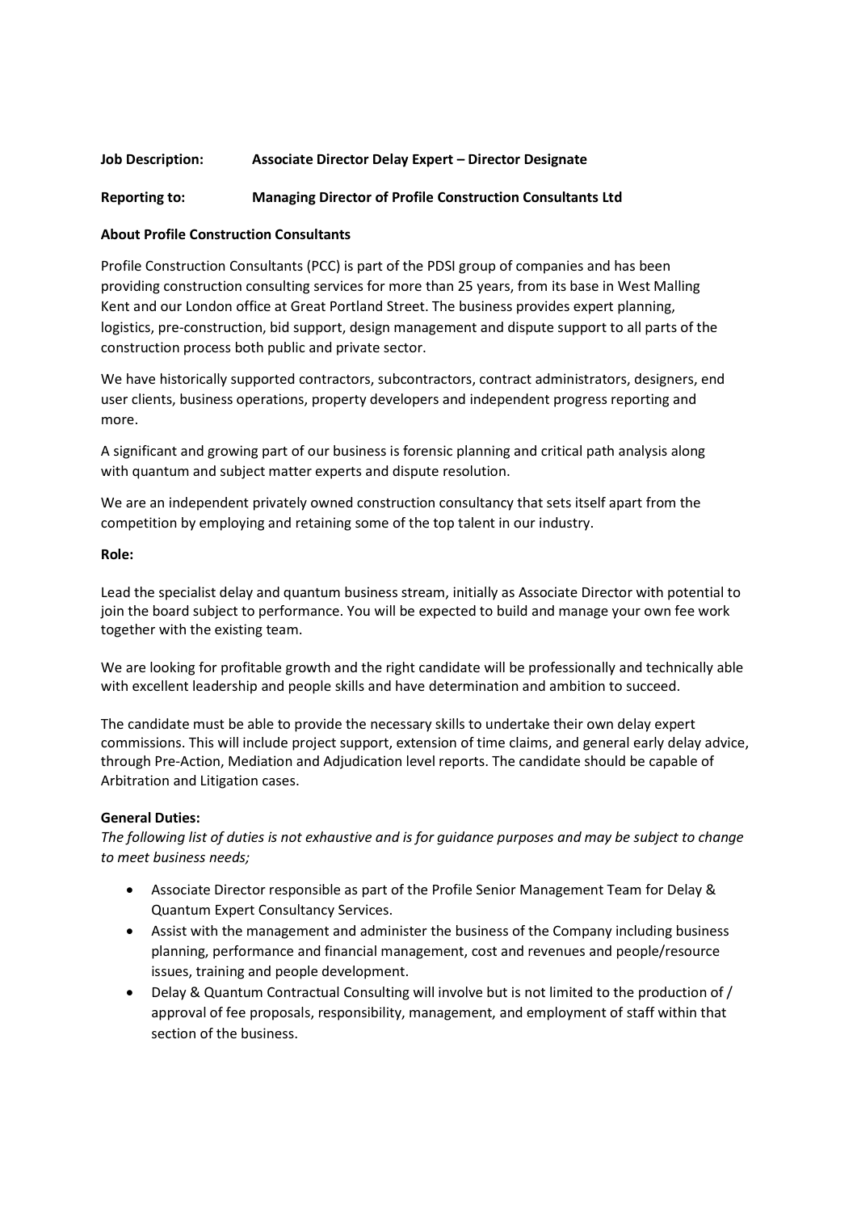**Job Description:** **Associate Director Delay Expert – Director Designate**

**Reporting to:** **Managing Director of Profile Construction Consultants Ltd**

**About Profile Construction Consultants**

Profile Construction Consultants (PCC) is part of the PDSI group of companies and has been providing construction consulting services for more than 25 years, from its base in West Malling Kent and our London office at Great Portland Street. The business provides expert planning, logistics, pre-construction, bid support, design management and dispute support to all parts of the construction process both public and private sector.

We have historically supported contractors, subcontractors, contract administrators, designers, end user clients, business operations, property developers and independent progress reporting and more.

A significant and growing part of our business is forensic planning and critical path analysis along with quantum and subject matter experts and dispute resolution.

We are an independent privately owned construction consultancy that sets itself apart from the competition by employing and retaining some of the top talent in our industry.

**Role:**

Lead the specialist delay and quantum business stream, initially as Associate Director with potential to join the board subject to performance. You will be expected to build and manage your own fee work together with the existing team.

We are looking for profitable growth and the right candidate will be professionally and technically able with excellent leadership and people skills and have determination and ambition to succeed.

The candidate must be able to provide the necessary skills to undertake their own delay expert commissions. This will include project support, extension of time claims, and general early delay advice, through Pre-Action, Mediation and Adjudication level reports. The candidate should be capable of Arbitration and Litigation cases.

**General Duties:**

*The following list of duties is not exhaustive and is for guidance purposes and may be subject to change to meet business needs;*

- Associate Director responsible as part of the Profile Senior Management Team for Delay & Quantum Expert Consultancy Services.
- Assist with the management and administer the business of the Company including business planning, performance and financial management, cost and revenues and people/resource issues, training and people development.
- Delay & Quantum Contractual Consulting will involve but is not limited to the production of / approval of fee proposals, responsibility, management, and employment of staff within that section of the business.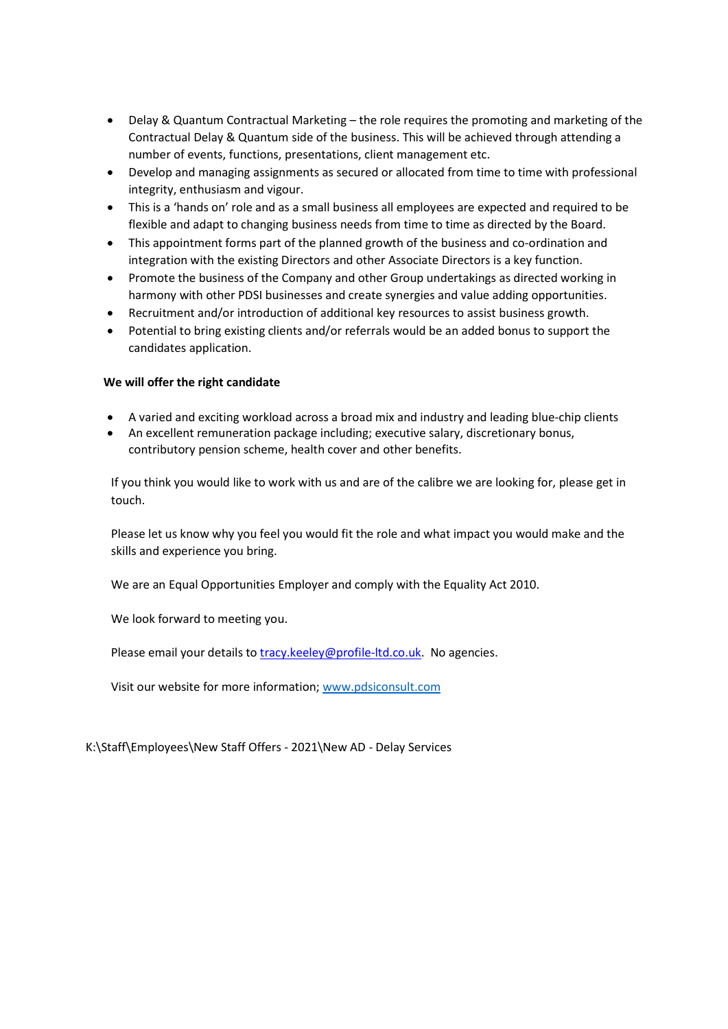- Delay & Quantum Contractual Marketing – the role requires the promoting and marketing of the Contractual Delay & Quantum side of the business. This will be achieved through attending a number of events, functions, presentations, client management etc.
- Develop and managing assignments as secured or allocated from time to time with professional integrity, enthusiasm and vigour.
- This is a 'hands on' role and as a small business all employees are expected and required to be flexible and adapt to changing business needs from time to time as directed by the Board.
- This appointment forms part of the planned growth of the business and co-ordination and integration with the existing Directors and other Associate Directors is a key function.
- Promote the business of the Company and other Group undertakings as directed working in harmony with other PDSI businesses and create synergies and value adding opportunities.
- Recruitment and/or introduction of additional key resources to assist business growth.
- Potential to bring existing clients and/or referrals would be an added bonus to support the candidates application.

**We will offer the right candidate**

- A varied and exciting workload across a broad mix and industry and leading blue-chip clients
- An excellent remuneration package including; executive salary, discretionary bonus, contributory pension scheme, health cover and other benefits.

If you think you would like to work with us and are of the calibre we are looking for, please get in touch.

Please let us know why you feel you would fit the role and what impact you would make and the skills and experience you bring.

We are an Equal Opportunities Employer and comply with the Equality Act 2010.

We look forward to meeting you.

Please email your details to [tracy.keeley@profile-ltd.co.uk](mailto:tracy.keeley@profile-ltd.co.uk). No agencies.

Visit our website for more information; [www.pdsiconsult.com](http://www.pdsiconsult.com)

K:\Staff\Employees\New Staff Offers - 2021\New AD - Delay Services